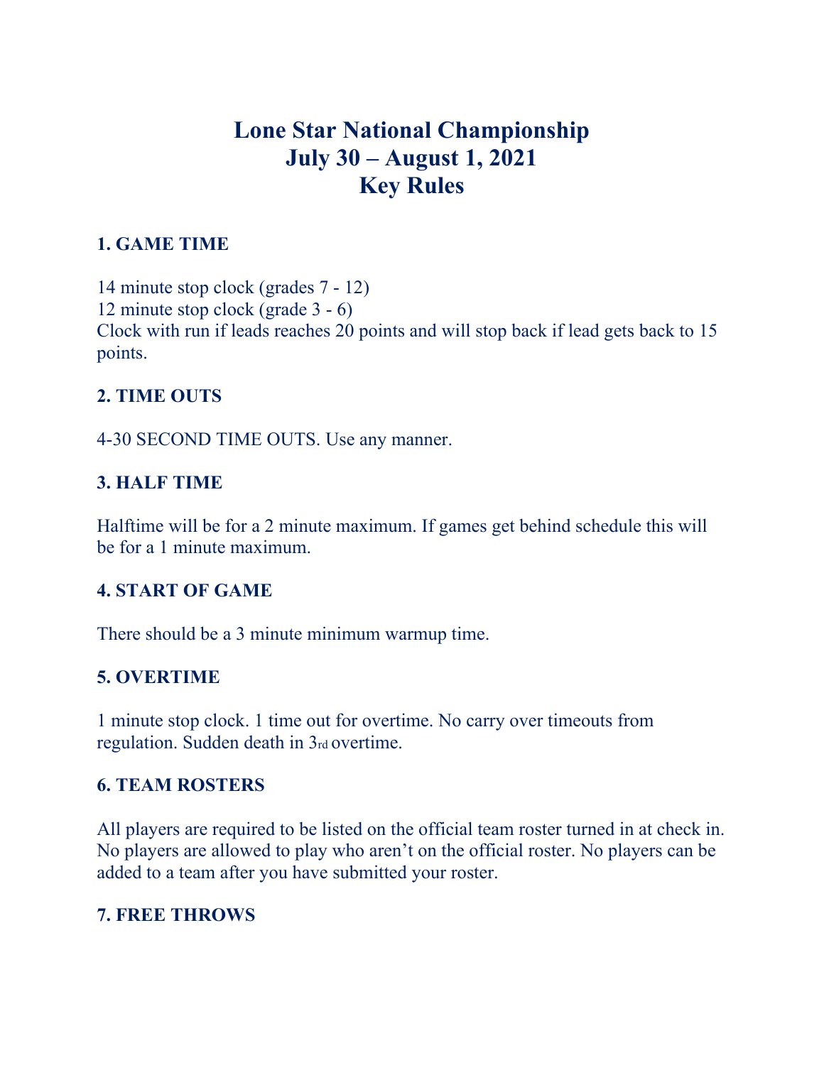# Lone Star National Championship
# July 30 – August 1, 2021
# Key Rules

## 1. GAME TIME

14 minute stop clock (grades 7 - 12)
12 minute stop clock (grade 3 - 6)
Clock with run if leads reaches 20 points and will stop back if lead gets back to 15 points.

## 2. TIME OUTS

4-30 SECOND TIME OUTS. Use any manner.

## 3. HALF TIME

Halftime will be for a 2 minute maximum. If games get behind schedule this will be for a 1 minute maximum.

## 4. START OF GAME

There should be a 3 minute minimum warmup time.

## 5. OVERTIME

1 minute stop clock. 1 time out for overtime. No carry over timeouts from regulation. Sudden death in 3rd overtime.

## 6. TEAM ROSTERS

All players are required to be listed on the official team roster turned in at check in. No players are allowed to play who aren't on the official roster. No players can be added to a team after you have submitted your roster.

## 7. FREE THROWS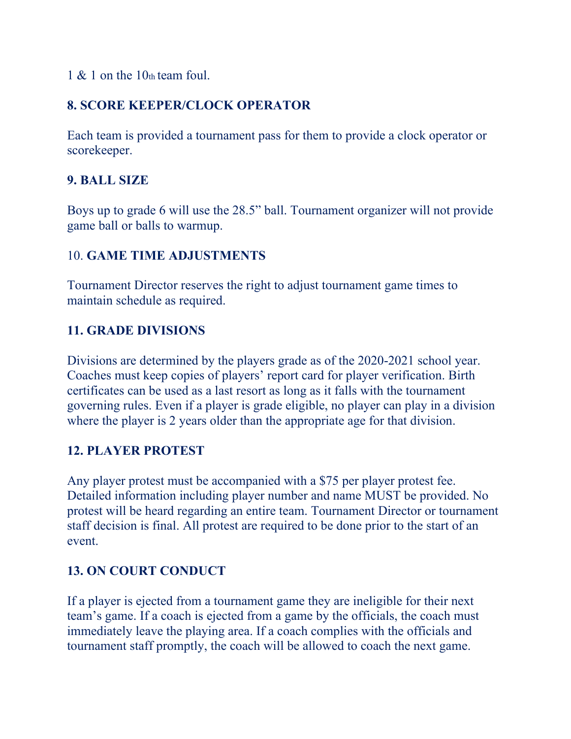1 & 1 on the 10th team foul.

**8. SCORE KEEPER/CLOCK OPERATOR**

Each team is provided a tournament pass for them to provide a clock operator or scorekeeper.

**9. BALL SIZE**

Boys up to grade 6 will use the 28.5" ball. Tournament organizer will not provide game ball or balls to warmup.

10. **GAME TIME ADJUSTMENTS**

Tournament Director reserves the right to adjust tournament game times to maintain schedule as required.

**11. GRADE DIVISIONS**

Divisions are determined by the players grade as of the 2020-2021 school year. Coaches must keep copies of players' report card for player verification. Birth certificates can be used as a last resort as long as it falls with the tournament governing rules. Even if a player is grade eligible, no player can play in a division where the player is 2 years older than the appropriate age for that division.

**12. PLAYER PROTEST**

Any player protest must be accompanied with a $75 per player protest fee. Detailed information including player number and name MUST be provided. No protest will be heard regarding an entire team. Tournament Director or tournament staff decision is final. All protest are required to be done prior to the start of an event.

**13. ON COURT CONDUCT**

If a player is ejected from a tournament game they are ineligible for their next team's game. If a coach is ejected from a game by the officials, the coach must immediately leave the playing area. If a coach complies with the officials and tournament staff promptly, the coach will be allowed to coach the next game.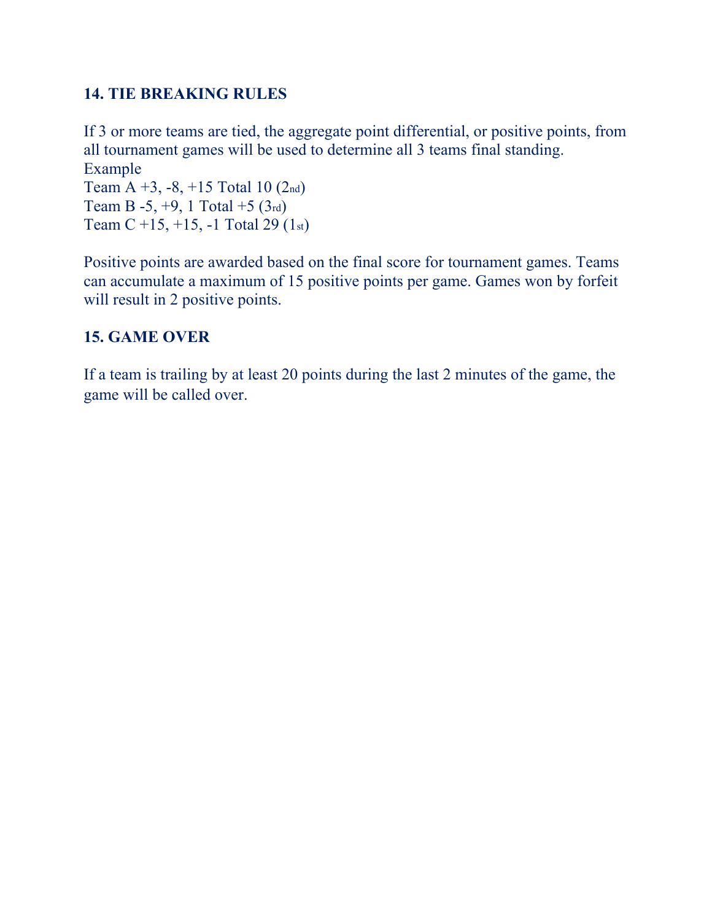### 14. TIE BREAKING RULES

If 3 or more teams are tied, the aggregate point differential, or positive points, from all tournament games will be used to determine all 3 teams final standing.
Example
Team A +3, -8, +15 Total 10 (2nd)
Team B -5, +9, 1 Total +5 (3rd)
Team C +15, +15, -1 Total 29 (1st)

Positive points are awarded based on the final score for tournament games. Teams can accumulate a maximum of 15 positive points per game. Games won by forfeit will result in 2 positive points.

### 15. GAME OVER

If a team is trailing by at least 20 points during the last 2 minutes of the game, the game will be called over.